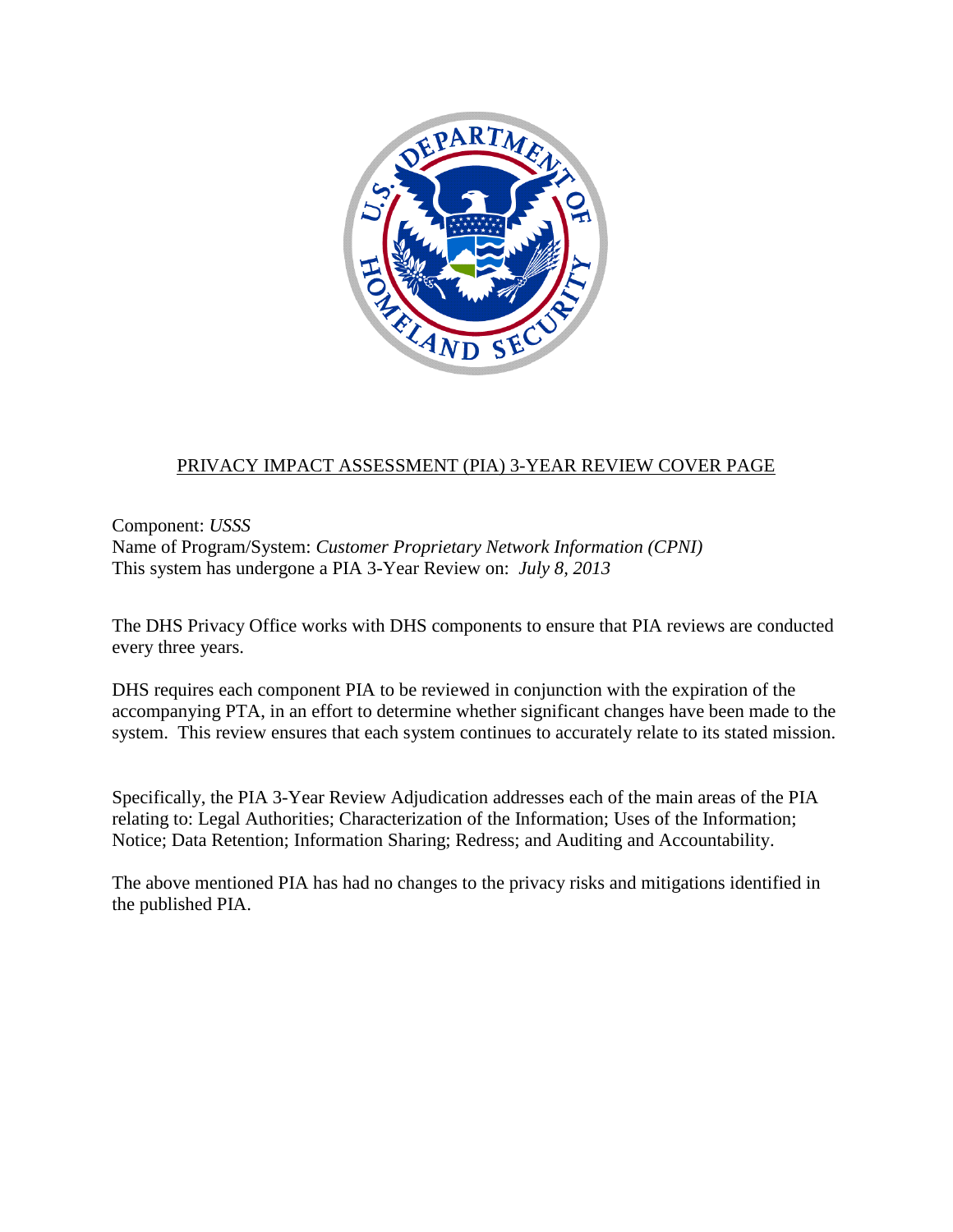## PRIVACY IMPACT ASSESSMENT (PIA) 3-YEAR REVIEW COVER PAGE

Component: *USSS*
Name of Program/System: *Customer Proprietary Network Information (CPNI)*
This system has undergone a PIA 3-Year Review on: *July 8, 2013*

The DHS Privacy Office works with DHS components to ensure that PIA reviews are conducted every three years.

DHS requires each component PIA to be reviewed in conjunction with the expiration of the accompanying PTA, in an effort to determine whether significant changes have been made to the system. This review ensures that each system continues to accurately relate to its stated mission.

Specifically, the PIA 3-Year Review Adjudication addresses each of the main areas of the PIA relating to: Legal Authorities; Characterization of the Information; Uses of the Information; Notice; Data Retention; Information Sharing; Redress; and Auditing and Accountability.

The above mentioned PIA has had no changes to the privacy risks and mitigations identified in the published PIA.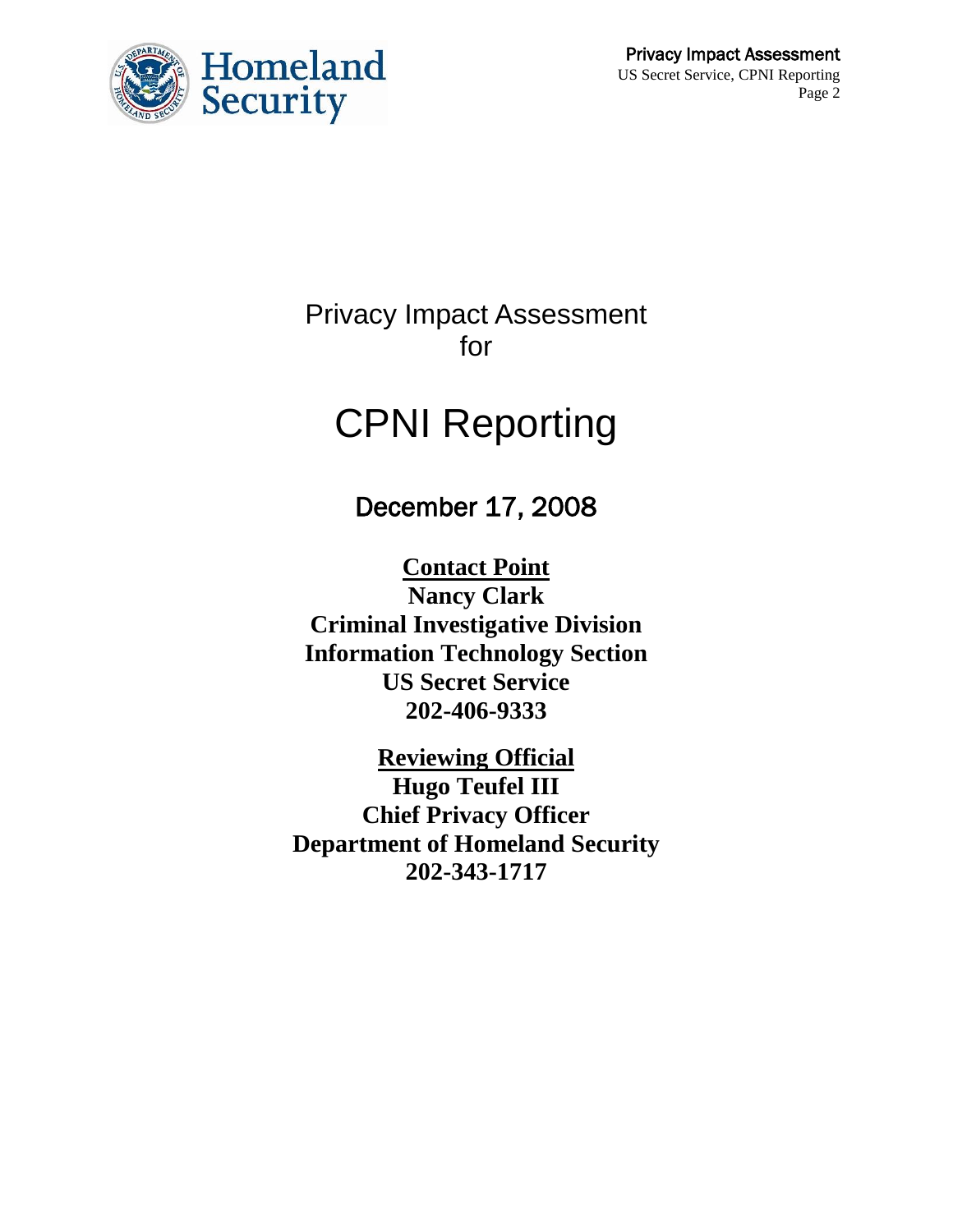# Privacy Impact Assessment
for

# CPNI Reporting

## December 17, 2008

**Contact Point**
**Nancy Clark**
**Criminal Investigative Division**
**Information Technology Section**
**US Secret Service**
**202-406-9333**

**Reviewing Official**
**Hugo Teufel III**
**Chief Privacy Officer**
**Department of Homeland Security**
**202-343-1717**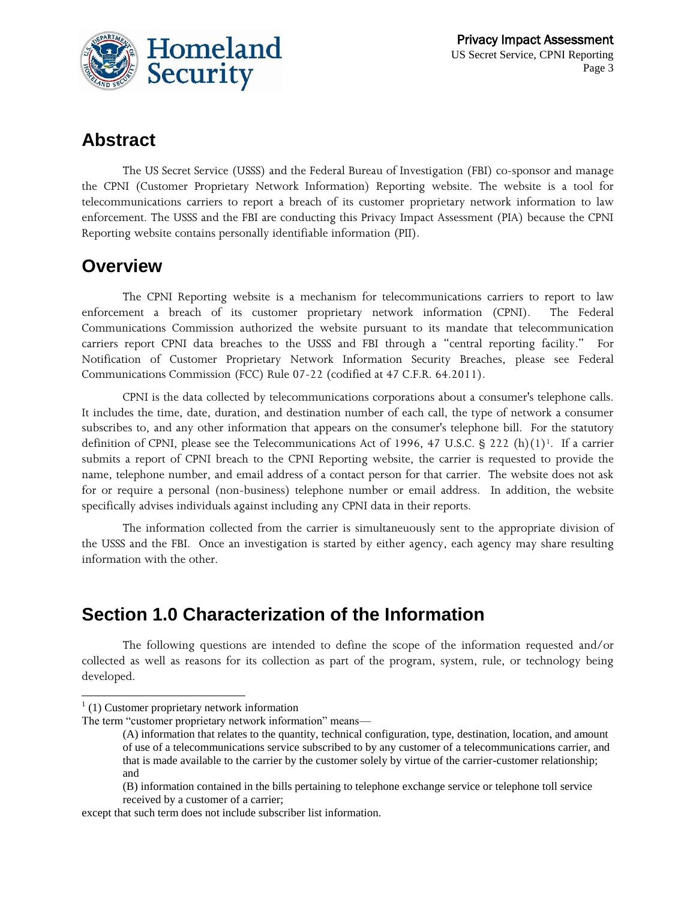## Abstract

The US Secret Service (USSS) and the Federal Bureau of Investigation (FBI) co-sponsor and manage the CPNI (Customer Proprietary Network Information) Reporting website. The website is a tool for telecommunications carriers to report a breach of its customer proprietary network information to law enforcement. The USSS and the FBI are conducting this Privacy Impact Assessment (PIA) because the CPNI Reporting website contains personally identifiable information (PII).

## Overview

The CPNI Reporting website is a mechanism for telecommunications carriers to report to law enforcement a breach of its customer proprietary network information (CPNI). The Federal Communications Commission authorized the website pursuant to its mandate that telecommunication carriers report CPNI data breaches to the USSS and FBI through a "central reporting facility." For Notification of Customer Proprietary Network Information Security Breaches, please see Federal Communications Commission (FCC) Rule 07-22 (codified at 47 C.F.R. 64.2011).

CPNI is the data collected by telecommunications corporations about a consumer's telephone calls. It includes the time, date, duration, and destination number of each call, the type of network a consumer subscribes to, and any other information that appears on the consumer's telephone bill. For the statutory definition of CPNI, please see the Telecommunications Act of 1996, 47 U.S.C. § 222 (h)(1)[1]. If a carrier submits a report of CPNI breach to the CPNI Reporting website, the carrier is requested to provide the name, telephone number, and email address of a contact person for that carrier. The website does not ask for or require a personal (non-business) telephone number or email address. In addition, the website specifically advises individuals against including any CPNI data in their reports.

The information collected from the carrier is simultaneously sent to the appropriate division of the USSS and the FBI. Once an investigation is started by either agency, each agency may share resulting information with the other.

## Section 1.0 Characterization of the Information

The following questions are intended to define the scope of the information requested and/or collected as well as reasons for its collection as part of the program, system, rule, or technology being developed.

---

[1] (1) Customer proprietary network information

The term "customer proprietary network information" means—

> (A) information that relates to the quantity, technical configuration, type, destination, location, and amount of use of a telecommunications service subscribed to by any customer of a telecommunications carrier, and that is made available to the carrier by the customer solely by virtue of the carrier-customer relationship; and
>
> (B) information contained in the bills pertaining to telephone exchange service or telephone toll service received by a customer of a carrier;

except that such term does not include subscriber list information.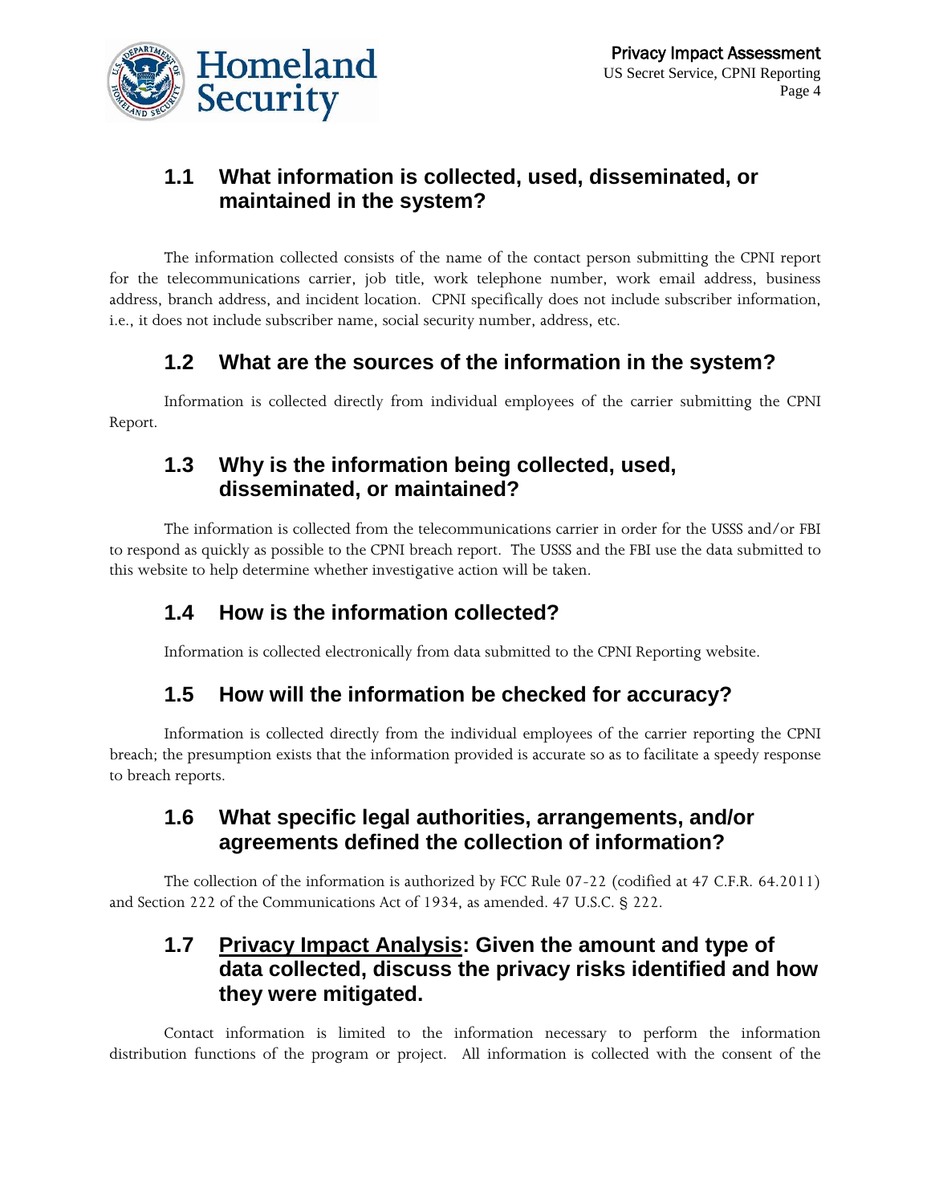## 1.1 What information is collected, used, disseminated, or maintained in the system?

The information collected consists of the name of the contact person submitting the CPNI report for the telecommunications carrier, job title, work telephone number, work email address, business address, branch address, and incident location. CPNI specifically does not include subscriber information, i.e., it does not include subscriber name, social security number, address, etc.

## 1.2 What are the sources of the information in the system?

Information is collected directly from individual employees of the carrier submitting the CPNI Report.

## 1.3 Why is the information being collected, used, disseminated, or maintained?

The information is collected from the telecommunications carrier in order for the USSS and/or FBI to respond as quickly as possible to the CPNI breach report. The USSS and the FBI use the data submitted to this website to help determine whether investigative action will be taken.

## 1.4 How is the information collected?

Information is collected electronically from data submitted to the CPNI Reporting website.

## 1.5 How will the information be checked for accuracy?

Information is collected directly from the individual employees of the carrier reporting the CPNI breach; the presumption exists that the information provided is accurate so as to facilitate a speedy response to breach reports.

## 1.6 What specific legal authorities, arrangements, and/or agreements defined the collection of information?

The collection of the information is authorized by FCC Rule 07-22 (codified at 47 C.F.R. 64.2011) and Section 222 of the Communications Act of 1934, as amended. 47 U.S.C. § 222.

## 1.7 Privacy Impact Analysis: Given the amount and type of data collected, discuss the privacy risks identified and how they were mitigated.

Contact information is limited to the information necessary to perform the information distribution functions of the program or project. All information is collected with the consent of the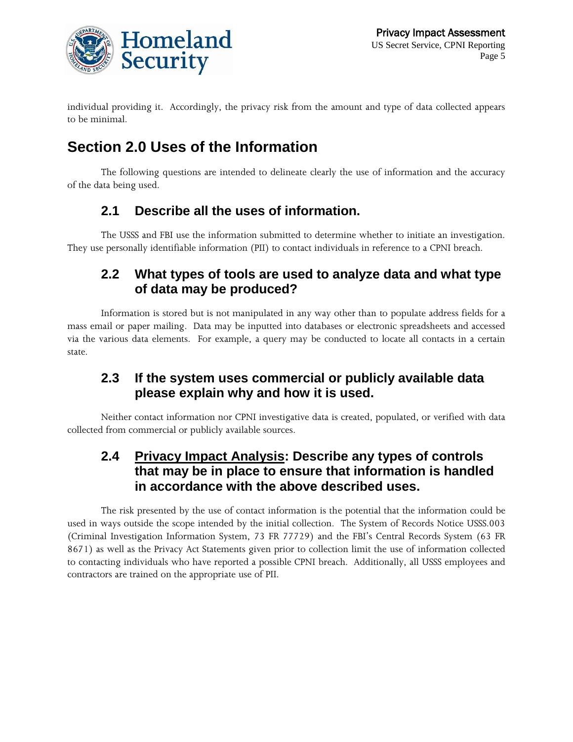individual providing it. Accordingly, the privacy risk from the amount and type of data collected appears to be minimal.

# Section 2.0 Uses of the Information

The following questions are intended to delineate clearly the use of information and the accuracy of the data being used.

## 2.1 Describe all the uses of information.

The USSS and FBI use the information submitted to determine whether to initiate an investigation. They use personally identifiable information (PII) to contact individuals in reference to a CPNI breach.

## 2.2 What types of tools are used to analyze data and what type of data may be produced?

Information is stored but is not manipulated in any way other than to populate address fields for a mass email or paper mailing. Data may be inputted into databases or electronic spreadsheets and accessed via the various data elements. For example, a query may be conducted to locate all contacts in a certain state.

## 2.3 If the system uses commercial or publicly available data please explain why and how it is used.

Neither contact information nor CPNI investigative data is created, populated, or verified with data collected from commercial or publicly available sources.

## 2.4 Privacy Impact Analysis: Describe any types of controls that may be in place to ensure that information is handled in accordance with the above described uses.

The risk presented by the use of contact information is the potential that the information could be used in ways outside the scope intended by the initial collection. The System of Records Notice USSS.003 (Criminal Investigation Information System, 73 FR 77729) and the FBI's Central Records System (63 FR 8671) as well as the Privacy Act Statements given prior to collection limit the use of information collected to contacting individuals who have reported a possible CPNI breach. Additionally, all USSS employees and contractors are trained on the appropriate use of PII.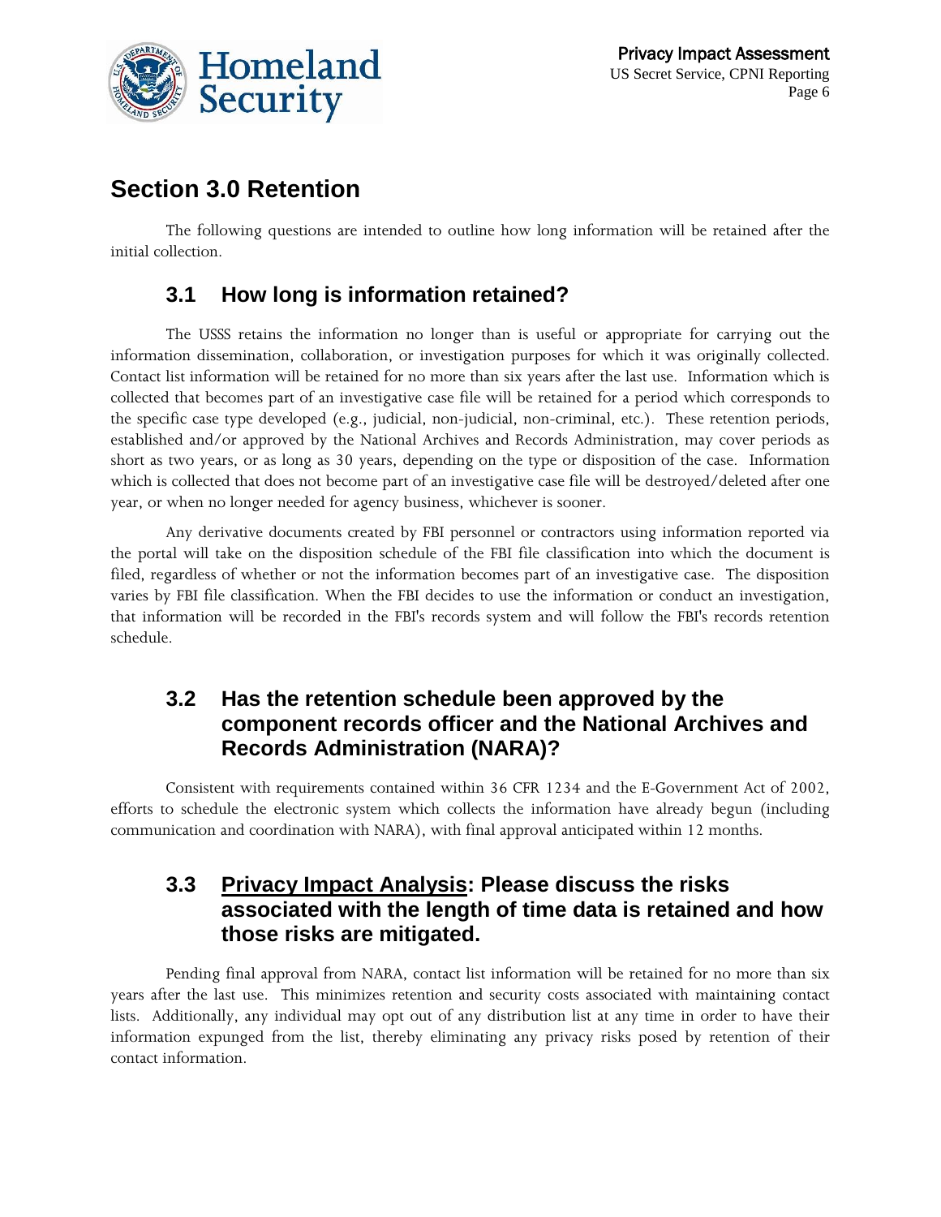## Section 3.0 Retention

The following questions are intended to outline how long information will be retained after the initial collection.

### 3.1 How long is information retained?

The USSS retains the information no longer than is useful or appropriate for carrying out the information dissemination, collaboration, or investigation purposes for which it was originally collected. Contact list information will be retained for no more than six years after the last use. Information which is collected that becomes part of an investigative case file will be retained for a period which corresponds to the specific case type developed (e.g., judicial, non-judicial, non-criminal, etc.). These retention periods, established and/or approved by the National Archives and Records Administration, may cover periods as short as two years, or as long as 30 years, depending on the type or disposition of the case. Information which is collected that does not become part of an investigative case file will be destroyed/deleted after one year, or when no longer needed for agency business, whichever is sooner.

Any derivative documents created by FBI personnel or contractors using information reported via the portal will take on the disposition schedule of the FBI file classification into which the document is filed, regardless of whether or not the information becomes part of an investigative case. The disposition varies by FBI file classification. When the FBI decides to use the information or conduct an investigation, that information will be recorded in the FBI's records system and will follow the FBI's records retention schedule.

### 3.2 Has the retention schedule been approved by the component records officer and the National Archives and Records Administration (NARA)?

Consistent with requirements contained within 36 CFR 1234 and the E-Government Act of 2002, efforts to schedule the electronic system which collects the information have already begun (including communication and coordination with NARA), with final approval anticipated within 12 months.

### 3.3 Privacy Impact Analysis: Please discuss the risks associated with the length of time data is retained and how those risks are mitigated.

Pending final approval from NARA, contact list information will be retained for no more than six years after the last use. This minimizes retention and security costs associated with maintaining contact lists. Additionally, any individual may opt out of any distribution list at any time in order to have their information expunged from the list, thereby eliminating any privacy risks posed by retention of their contact information.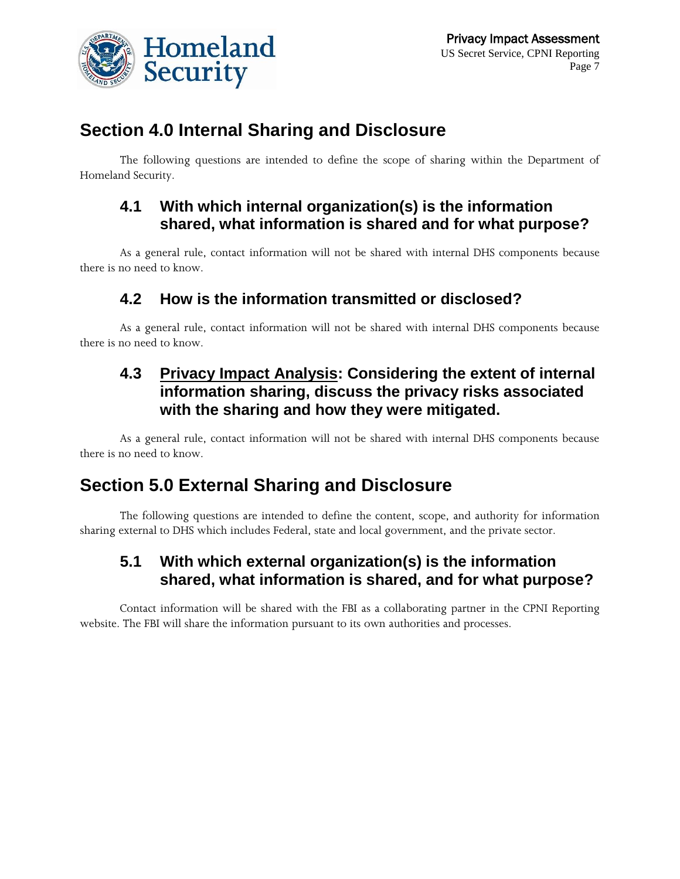## Section 4.0 Internal Sharing and Disclosure

The following questions are intended to define the scope of sharing within the Department of Homeland Security.

### 4.1 With which internal organization(s) is the information shared, what information is shared and for what purpose?

As a general rule, contact information will not be shared with internal DHS components because there is no need to know.

### 4.2 How is the information transmitted or disclosed?

As a general rule, contact information will not be shared with internal DHS components because there is no need to know.

### 4.3 Privacy Impact Analysis: Considering the extent of internal information sharing, discuss the privacy risks associated with the sharing and how they were mitigated.

As a general rule, contact information will not be shared with internal DHS components because there is no need to know.

## Section 5.0 External Sharing and Disclosure

The following questions are intended to define the content, scope, and authority for information sharing external to DHS which includes Federal, state and local government, and the private sector.

### 5.1 With which external organization(s) is the information shared, what information is shared, and for what purpose?

Contact information will be shared with the FBI as a collaborating partner in the CPNI Reporting website. The FBI will share the information pursuant to its own authorities and processes.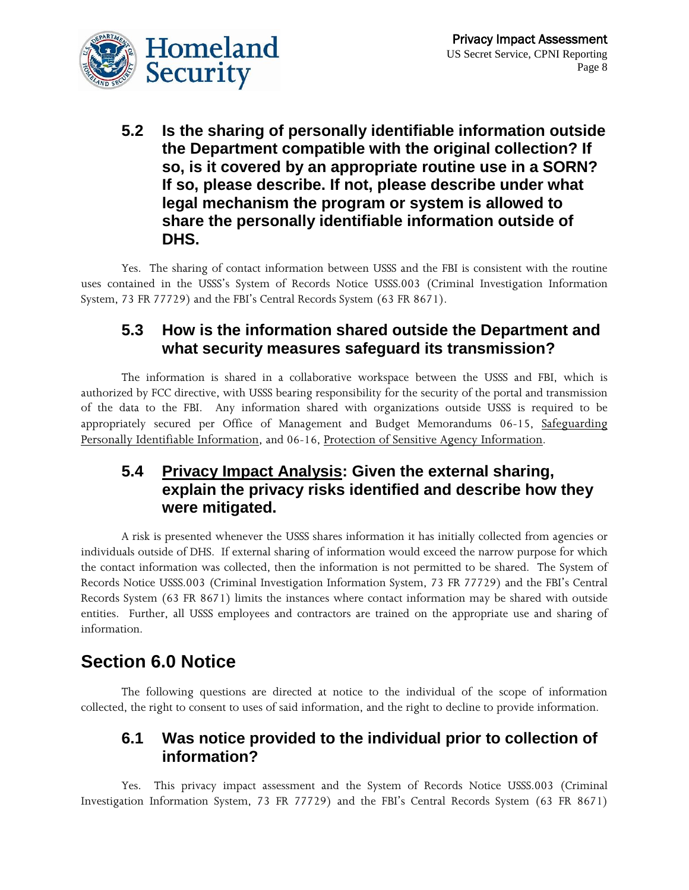### 5.2 Is the sharing of personally identifiable information outside the Department compatible with the original collection? If so, is it covered by an appropriate routine use in a SORN? If so, please describe. If not, please describe under what legal mechanism the program or system is allowed to share the personally identifiable information outside of DHS.

Yes. The sharing of contact information between USSS and the FBI is consistent with the routine uses contained in the USSS's System of Records Notice USSS.003 (Criminal Investigation Information System, 73 FR 77729) and the FBI's Central Records System (63 FR 8671).

### 5.3 How is the information shared outside the Department and what security measures safeguard its transmission?

The information is shared in a collaborative workspace between the USSS and FBI, which is authorized by FCC directive, with USSS bearing responsibility for the security of the portal and transmission of the data to the FBI. Any information shared with organizations outside USSS is required to be appropriately secured per Office of Management and Budget Memorandums 06-15, Safeguarding Personally Identifiable Information, and 06-16, Protection of Sensitive Agency Information.

### 5.4 Privacy Impact Analysis: Given the external sharing, explain the privacy risks identified and describe how they were mitigated.

A risk is presented whenever the USSS shares information it has initially collected from agencies or individuals outside of DHS. If external sharing of information would exceed the narrow purpose for which the contact information was collected, then the information is not permitted to be shared. The System of Records Notice USSS.003 (Criminal Investigation Information System, 73 FR 77729) and the FBI's Central Records System (63 FR 8671) limits the instances where contact information may be shared with outside entities. Further, all USSS employees and contractors are trained on the appropriate use and sharing of information.

## Section 6.0 Notice

The following questions are directed at notice to the individual of the scope of information collected, the right to consent to uses of said information, and the right to decline to provide information.

### 6.1 Was notice provided to the individual prior to collection of information?

Yes. This privacy impact assessment and the System of Records Notice USSS.003 (Criminal Investigation Information System, 73 FR 77729) and the FBI's Central Records System (63 FR 8671)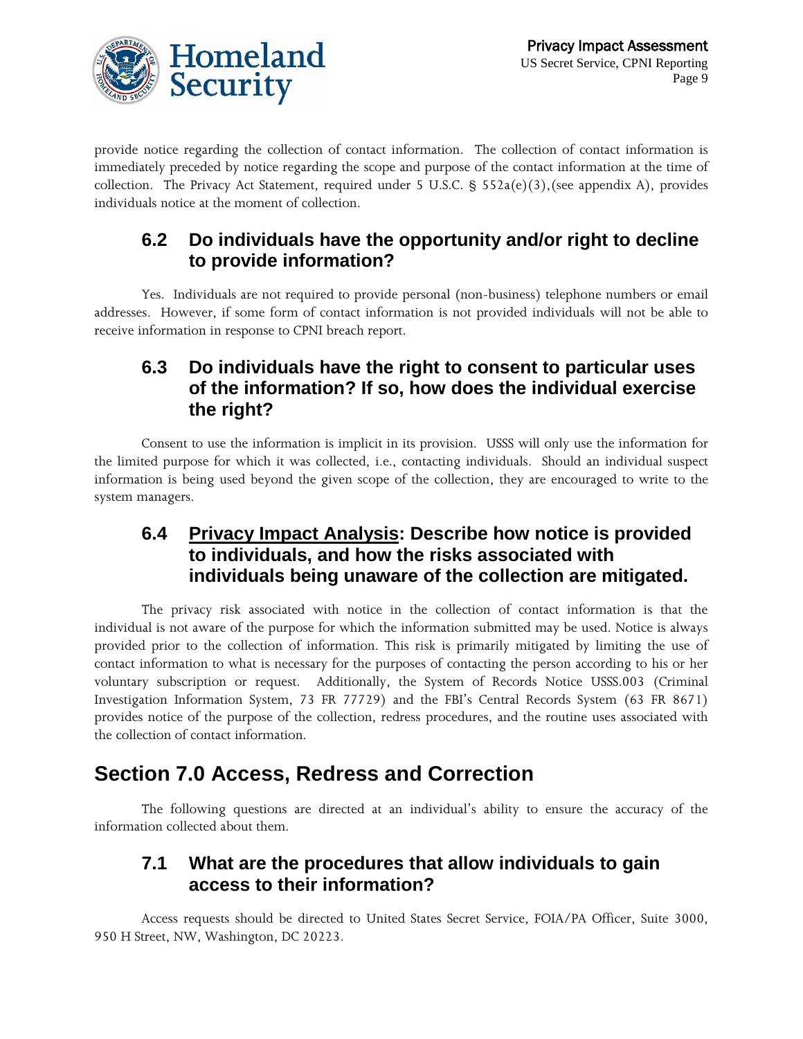provide notice regarding the collection of contact information. The collection of contact information is immediately preceded by notice regarding the scope and purpose of the contact information at the time of collection. The Privacy Act Statement, required under 5 U.S.C. § 552a(e)(3),(see appendix A), provides individuals notice at the moment of collection.

### 6.2 Do individuals have the opportunity and/or right to decline to provide information?

Yes. Individuals are not required to provide personal (non-business) telephone numbers or email addresses. However, if some form of contact information is not provided individuals will not be able to receive information in response to CPNI breach report.

### 6.3 Do individuals have the right to consent to particular uses of the information? If so, how does the individual exercise the right?

Consent to use the information is implicit in its provision. USSS will only use the information for the limited purpose for which it was collected, i.e., contacting individuals. Should an individual suspect information is being used beyond the given scope of the collection, they are encouraged to write to the system managers.

### 6.4 Privacy Impact Analysis: Describe how notice is provided to individuals, and how the risks associated with individuals being unaware of the collection are mitigated.

The privacy risk associated with notice in the collection of contact information is that the individual is not aware of the purpose for which the information submitted may be used. Notice is always provided prior to the collection of information. This risk is primarily mitigated by limiting the use of contact information to what is necessary for the purposes of contacting the person according to his or her voluntary subscription or request. Additionally, the System of Records Notice USSS.003 (Criminal Investigation Information System, 73 FR 77729) and the FBI's Central Records System (63 FR 8671) provides notice of the purpose of the collection, redress procedures, and the routine uses associated with the collection of contact information.

## Section 7.0 Access, Redress and Correction

The following questions are directed at an individual's ability to ensure the accuracy of the information collected about them.

### 7.1 What are the procedures that allow individuals to gain access to their information?

Access requests should be directed to United States Secret Service, FOIA/PA Officer, Suite 3000, 950 H Street, NW, Washington, DC 20223.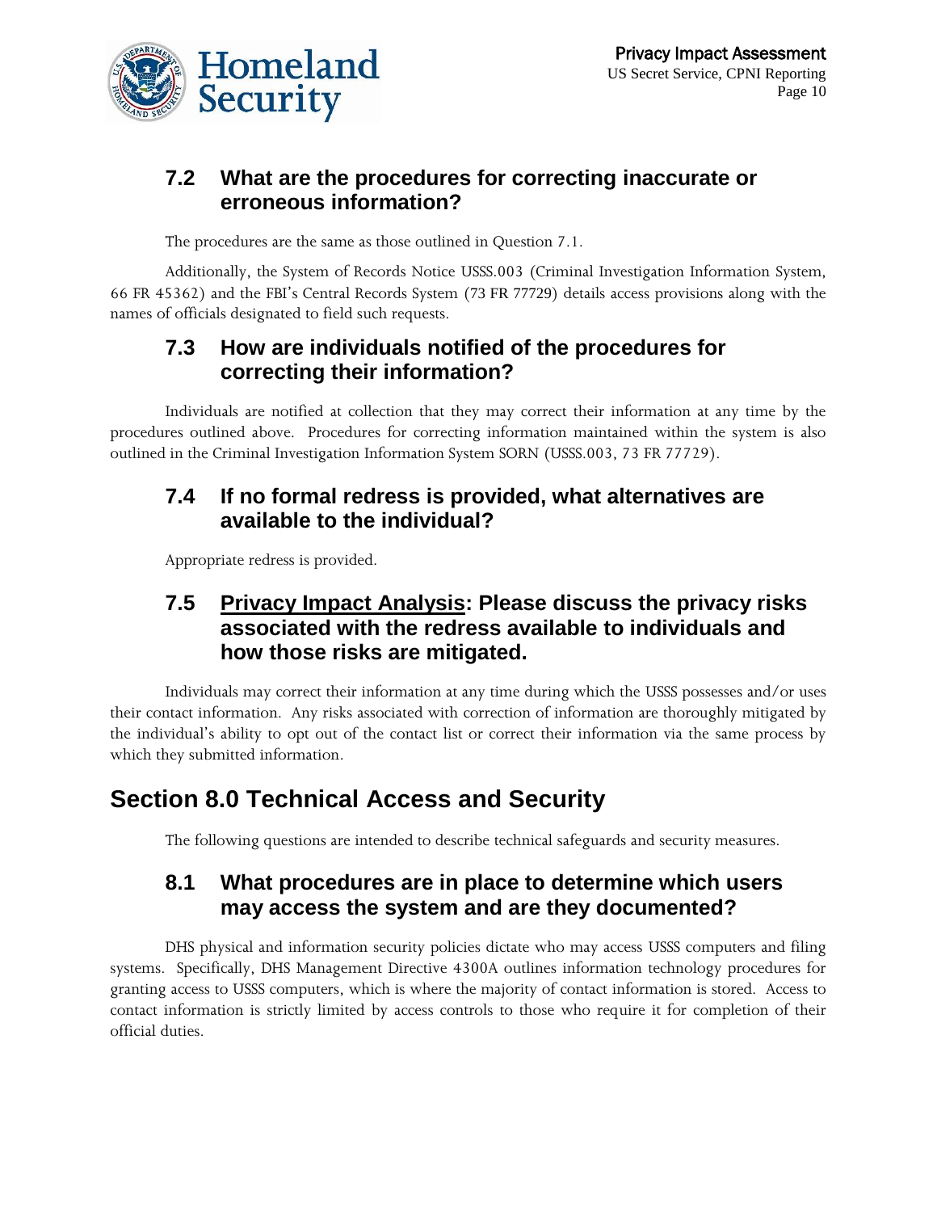### 7.2 What are the procedures for correcting inaccurate or erroneous information?

The procedures are the same as those outlined in Question 7.1.

Additionally, the System of Records Notice USSS.003 (Criminal Investigation Information System, 66 FR 45362) and the FBI's Central Records System (73 FR 77729) details access provisions along with the names of officials designated to field such requests.

### 7.3 How are individuals notified of the procedures for correcting their information?

Individuals are notified at collection that they may correct their information at any time by the procedures outlined above. Procedures for correcting information maintained within the system is also outlined in the Criminal Investigation Information System SORN (USSS.003, 73 FR 77729).

### 7.4 If no formal redress is provided, what alternatives are available to the individual?

Appropriate redress is provided.

### 7.5 Privacy Impact Analysis: Please discuss the privacy risks associated with the redress available to individuals and how those risks are mitigated.

Individuals may correct their information at any time during which the USSS possesses and/or uses their contact information. Any risks associated with correction of information are thoroughly mitigated by the individual's ability to opt out of the contact list or correct their information via the same process by which they submitted information.

## Section 8.0 Technical Access and Security

The following questions are intended to describe technical safeguards and security measures.

### 8.1 What procedures are in place to determine which users may access the system and are they documented?

DHS physical and information security policies dictate who may access USSS computers and filing systems. Specifically, DHS Management Directive 4300A outlines information technology procedures for granting access to USSS computers, which is where the majority of contact information is stored. Access to contact information is strictly limited by access controls to those who require it for completion of their official duties.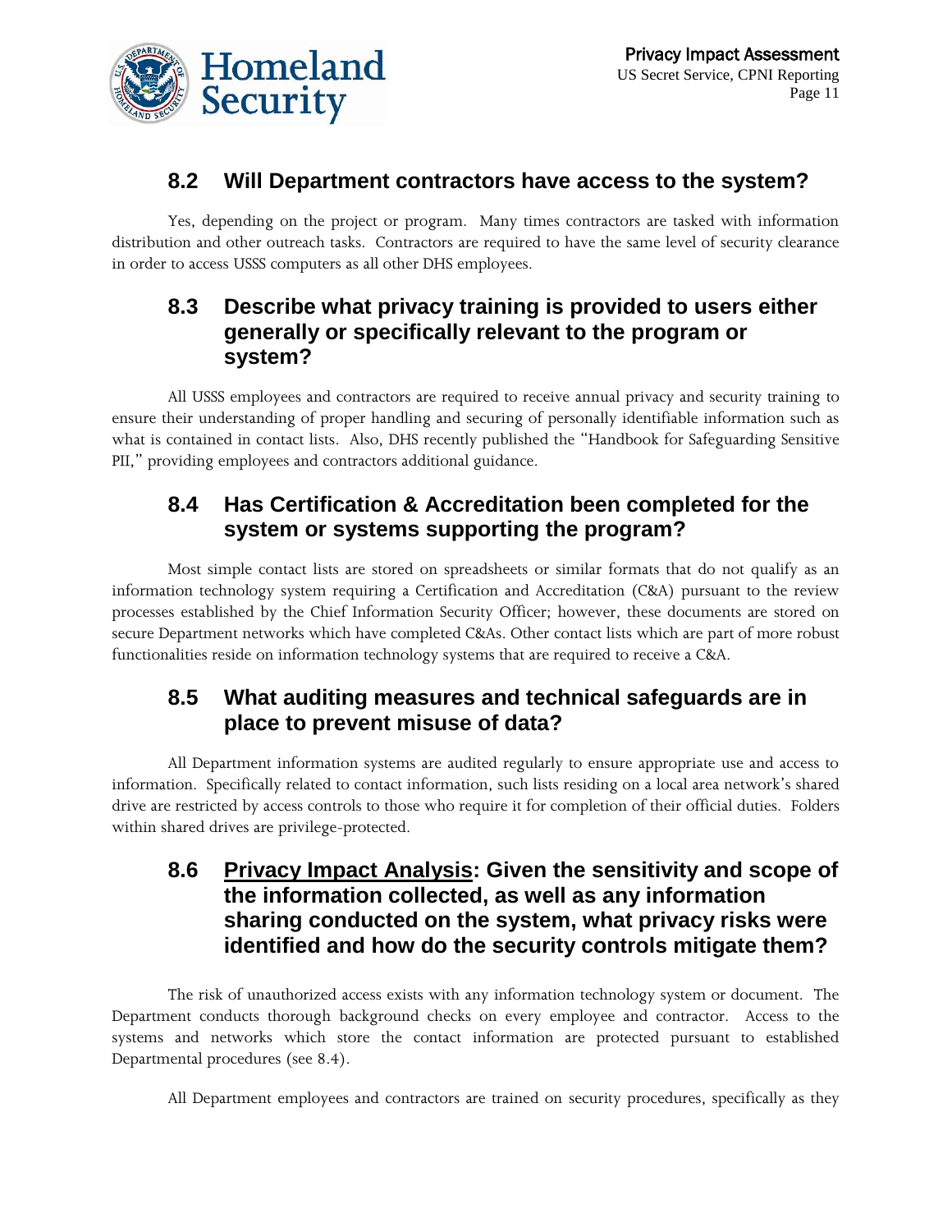## 8.2 Will Department contractors have access to the system?

Yes, depending on the project or program. Many times contractors are tasked with information distribution and other outreach tasks. Contractors are required to have the same level of security clearance in order to access USSS computers as all other DHS employees.

## 8.3 Describe what privacy training is provided to users either generally or specifically relevant to the program or system?

All USSS employees and contractors are required to receive annual privacy and security training to ensure their understanding of proper handling and securing of personally identifiable information such as what is contained in contact lists. Also, DHS recently published the "Handbook for Safeguarding Sensitive PII," providing employees and contractors additional guidance.

## 8.4 Has Certification & Accreditation been completed for the system or systems supporting the program?

Most simple contact lists are stored on spreadsheets or similar formats that do not qualify as an information technology system requiring a Certification and Accreditation (C&A) pursuant to the review processes established by the Chief Information Security Officer; however, these documents are stored on secure Department networks which have completed C&As. Other contact lists which are part of more robust functionalities reside on information technology systems that are required to receive a C&A.

## 8.5 What auditing measures and technical safeguards are in place to prevent misuse of data?

All Department information systems are audited regularly to ensure appropriate use and access to information. Specifically related to contact information, such lists residing on a local area network's shared drive are restricted by access controls to those who require it for completion of their official duties. Folders within shared drives are privilege-protected.

## 8.6 Privacy Impact Analysis: Given the sensitivity and scope of the information collected, as well as any information sharing conducted on the system, what privacy risks were identified and how do the security controls mitigate them?

The risk of unauthorized access exists with any information technology system or document. The Department conducts thorough background checks on every employee and contractor. Access to the systems and networks which store the contact information are protected pursuant to established Departmental procedures (see 8.4).

All Department employees and contractors are trained on security procedures, specifically as they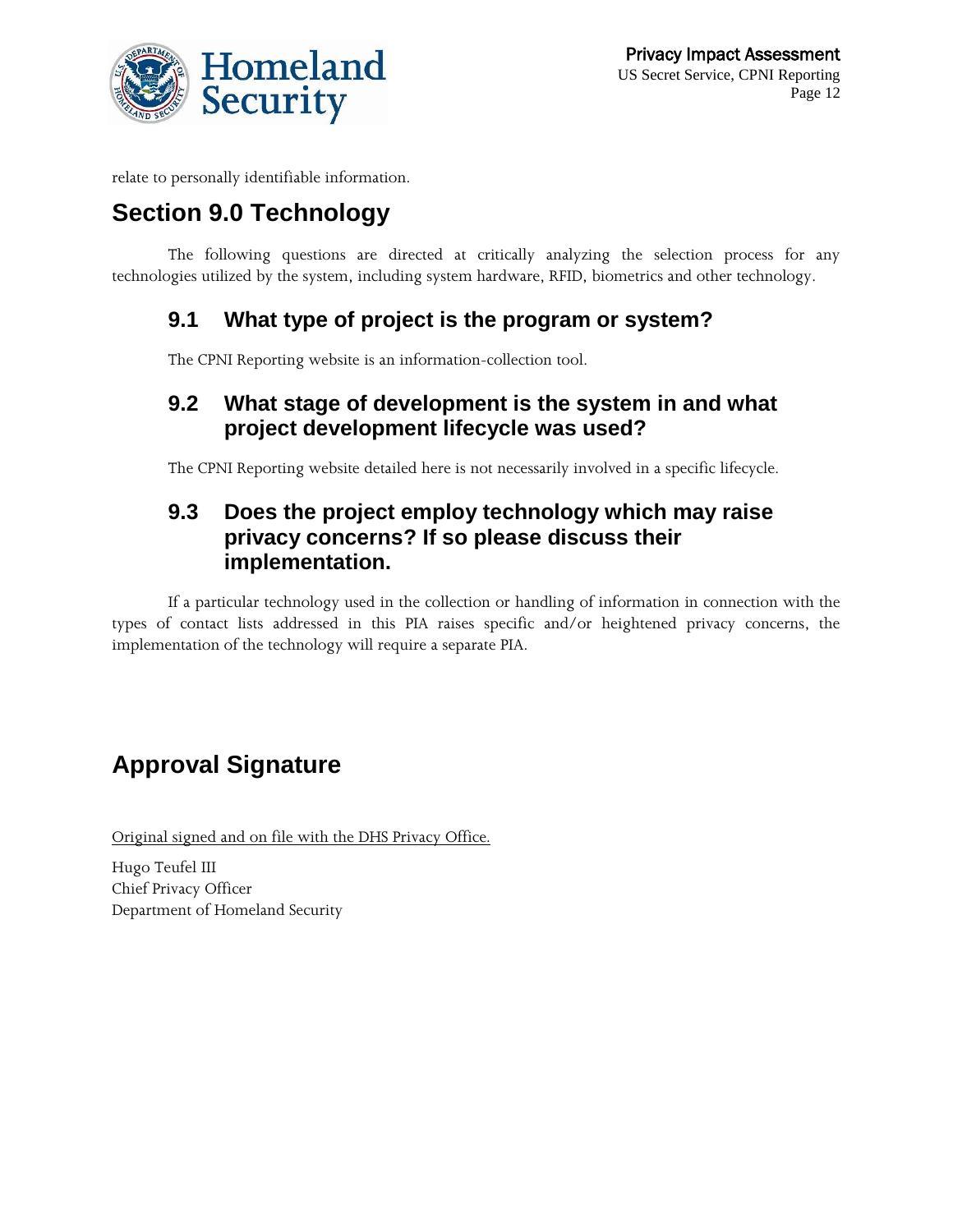relate to personally identifiable information.

## Section 9.0 Technology

The following questions are directed at critically analyzing the selection process for any technologies utilized by the system, including system hardware, RFID, biometrics and other technology.

### 9.1 What type of project is the program or system?

The CPNI Reporting website is an information-collection tool.

### 9.2 What stage of development is the system in and what project development lifecycle was used?

The CPNI Reporting website detailed here is not necessarily involved in a specific lifecycle.

### 9.3 Does the project employ technology which may raise privacy concerns? If so please discuss their implementation.

If a particular technology used in the collection or handling of information in connection with the types of contact lists addressed in this PIA raises specific and/or heightened privacy concerns, the implementation of the technology will require a separate PIA.

## Approval Signature

Original signed and on file with the DHS Privacy Office.

Hugo Teufel III
Chief Privacy Officer
Department of Homeland Security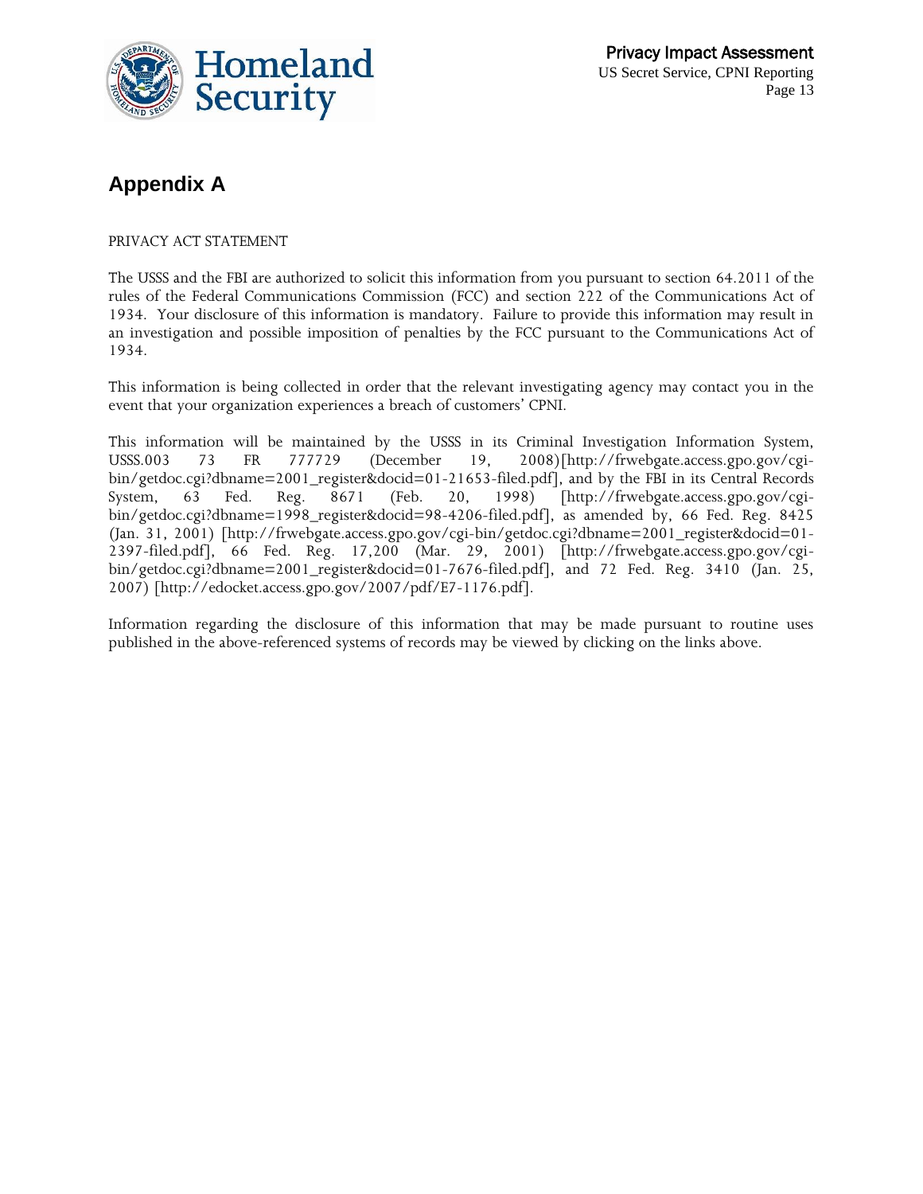# Appendix A

PRIVACY ACT STATEMENT

The USSS and the FBI are authorized to solicit this information from you pursuant to section 64.2011 of the rules of the Federal Communications Commission (FCC) and section 222 of the Communications Act of 1934. Your disclosure of this information is mandatory. Failure to provide this information may result in an investigation and possible imposition of penalties by the FCC pursuant to the Communications Act of 1934.

This information is being collected in order that the relevant investigating agency may contact you in the event that your organization experiences a breach of customers' CPNI.

This information will be maintained by the USSS in its Criminal Investigation Information System, USSS.003 73 FR 777729 (December 19, 2008)[http://frwebgate.access.gpo.gov/cgi-bin/getdoc.cgi?dbname=2001_register&docid=01-21653-filed.pdf], and by the FBI in its Central Records System, 63 Fed. Reg. 8671 (Feb. 20, 1998) [http://frwebgate.access.gpo.gov/cgi-bin/getdoc.cgi?dbname=1998_register&docid=98-4206-filed.pdf], as amended by, 66 Fed. Reg. 8425 (Jan. 31, 2001) [http://frwebgate.access.gpo.gov/cgi-bin/getdoc.cgi?dbname=2001_register&docid=01-2397-filed.pdf], 66 Fed. Reg. 17,200 (Mar. 29, 2001) [http://frwebgate.access.gpo.gov/cgi-bin/getdoc.cgi?dbname=2001_register&docid=01-7676-filed.pdf], and 72 Fed. Reg. 3410 (Jan. 25, 2007) [http://edocket.access.gpo.gov/2007/pdf/E7-1176.pdf].

Information regarding the disclosure of this information that may be made pursuant to routine uses published in the above-referenced systems of records may be viewed by clicking on the links above.